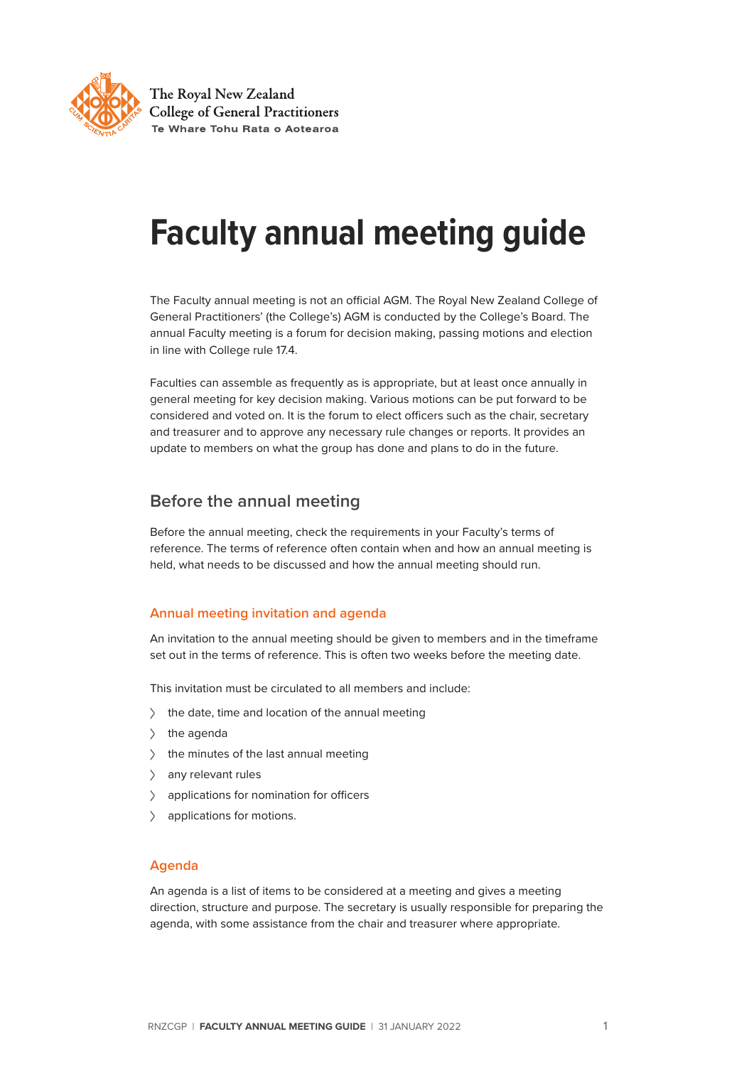The Royal New Zealand College of General Practitioners
Te Whare Tohu Rata o Aotearoa

# Faculty annual meeting guide

The Faculty annual meeting is not an official AGM. The Royal New Zealand College of General Practitioners' (the College's) AGM is conducted by the College's Board. The annual Faculty meeting is a forum for decision making, passing motions and election in line with College rule 17.4.

Faculties can assemble as frequently as is appropriate, but at least once annually in general meeting for key decision making. Various motions can be put forward to be considered and voted on. It is the forum to elect officers such as the chair, secretary and treasurer and to approve any necessary rule changes or reports. It provides an update to members on what the group has done and plans to do in the future.

## Before the annual meeting

Before the annual meeting, check the requirements in your Faculty's terms of reference. The terms of reference often contain when and how an annual meeting is held, what needs to be discussed and how the annual meeting should run.

### Annual meeting invitation and agenda

An invitation to the annual meeting should be given to members and in the timeframe set out in the terms of reference. This is often two weeks before the meeting date.

This invitation must be circulated to all members and include:

- the date, time and location of the annual meeting
- the agenda
- the minutes of the last annual meeting
- any relevant rules
- applications for nomination for officers
- applications for motions.

### Agenda

An agenda is a list of items to be considered at a meeting and gives a meeting direction, structure and purpose. The secretary is usually responsible for preparing the agenda, with some assistance from the chair and treasurer where appropriate.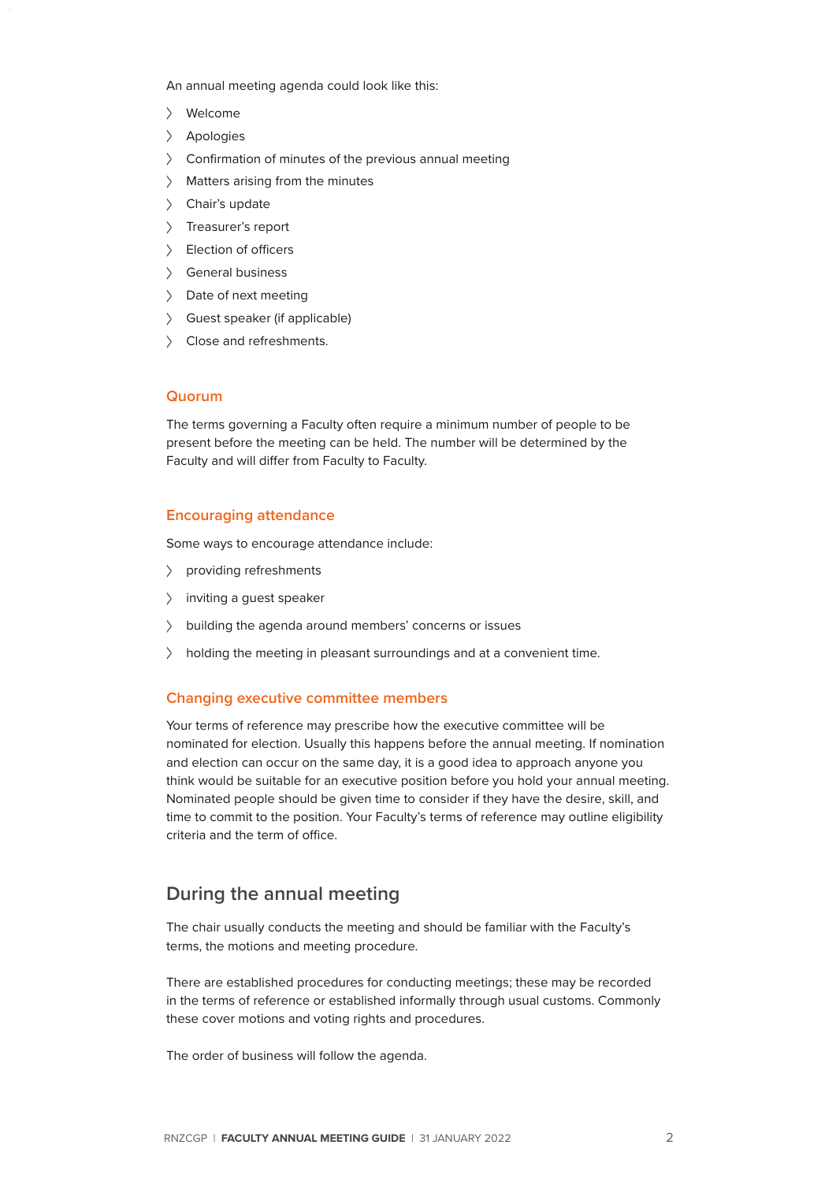An annual meeting agenda could look like this:

- Welcome
- Apologies
- Confirmation of minutes of the previous annual meeting
- Matters arising from the minutes
- Chair's update
- Treasurer's report
- Election of officers
- General business
- Date of next meeting
- Guest speaker (if applicable)
- Close and refreshments.

### Quorum

The terms governing a Faculty often require a minimum number of people to be present before the meeting can be held. The number will be determined by the Faculty and will differ from Faculty to Faculty.

### Encouraging attendance

Some ways to encourage attendance include:

- providing refreshments
- inviting a guest speaker
- building the agenda around members' concerns or issues
- holding the meeting in pleasant surroundings and at a convenient time.

### Changing executive committee members

Your terms of reference may prescribe how the executive committee will be nominated for election. Usually this happens before the annual meeting. If nomination and election can occur on the same day, it is a good idea to approach anyone you think would be suitable for an executive position before you hold your annual meeting. Nominated people should be given time to consider if they have the desire, skill, and time to commit to the position. Your Faculty's terms of reference may outline eligibility criteria and the term of office.

## During the annual meeting

The chair usually conducts the meeting and should be familiar with the Faculty's terms, the motions and meeting procedure.

There are established procedures for conducting meetings; these may be recorded in the terms of reference or established informally through usual customs. Commonly these cover motions and voting rights and procedures.

The order of business will follow the agenda.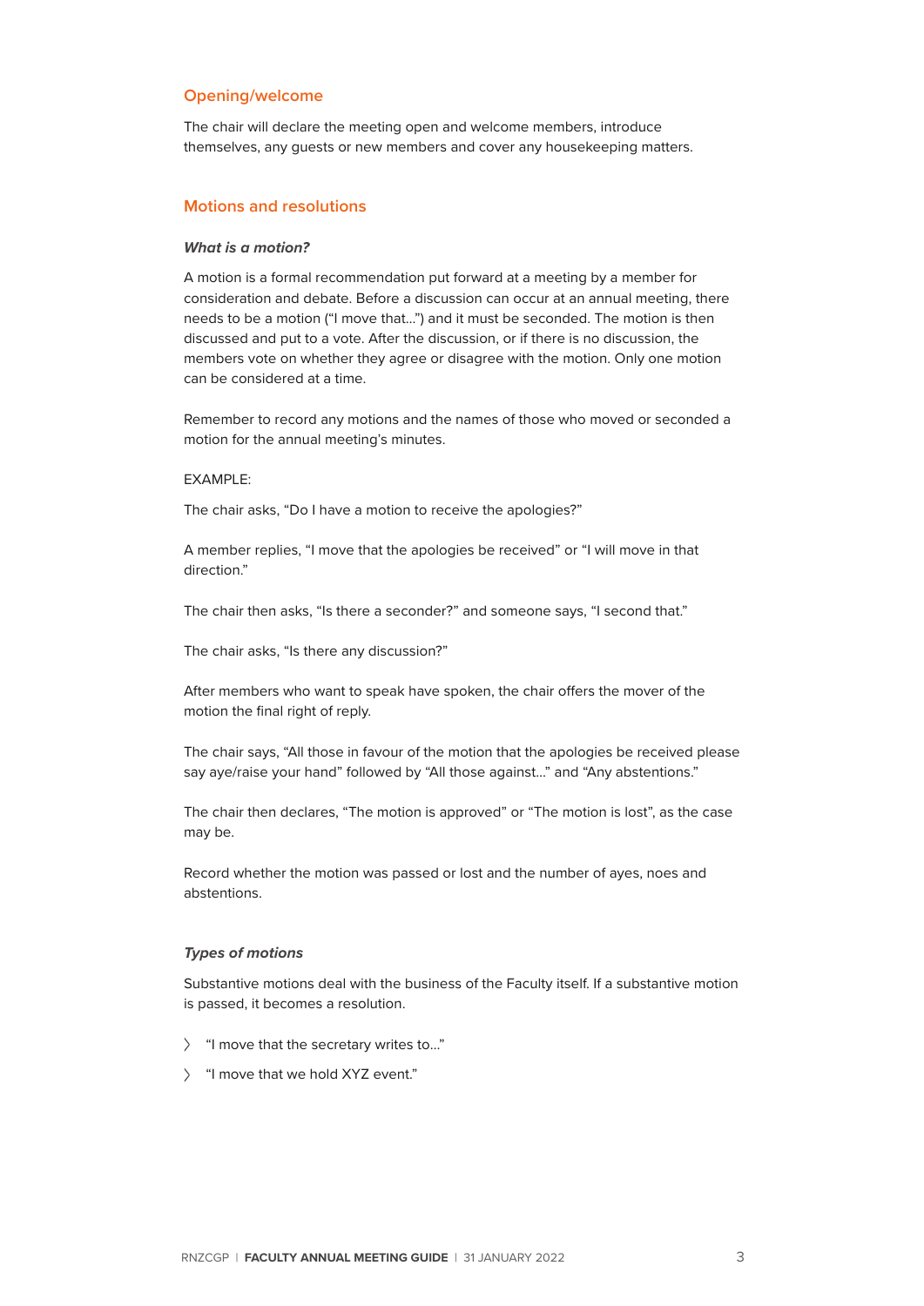## Opening/welcome

The chair will declare the meeting open and welcome members, introduce themselves, any guests or new members and cover any housekeeping matters.

## Motions and resolutions

### *What is a motion?*

A motion is a formal recommendation put forward at a meeting by a member for consideration and debate. Before a discussion can occur at an annual meeting, there needs to be a motion ("I move that…") and it must be seconded. The motion is then discussed and put to a vote. After the discussion, or if there is no discussion, the members vote on whether they agree or disagree with the motion. Only one motion can be considered at a time.

Remember to record any motions and the names of those who moved or seconded a motion for the annual meeting's minutes.

EXAMPLE:

The chair asks, "Do I have a motion to receive the apologies?"

A member replies, "I move that the apologies be received" or "I will move in that direction."

The chair then asks, "Is there a seconder?" and someone says, "I second that."

The chair asks, "Is there any discussion?"

After members who want to speak have spoken, the chair offers the mover of the motion the final right of reply.

The chair says, "All those in favour of the motion that the apologies be received please say aye/raise your hand" followed by "All those against…" and "Any abstentions."

The chair then declares, "The motion is approved" or "The motion is lost", as the case may be.

Record whether the motion was passed or lost and the number of ayes, noes and abstentions.

### *Types of motions*

Substantive motions deal with the business of the Faculty itself. If a substantive motion is passed, it becomes a resolution.

- "I move that the secretary writes to…"
- "I move that we hold XYZ event."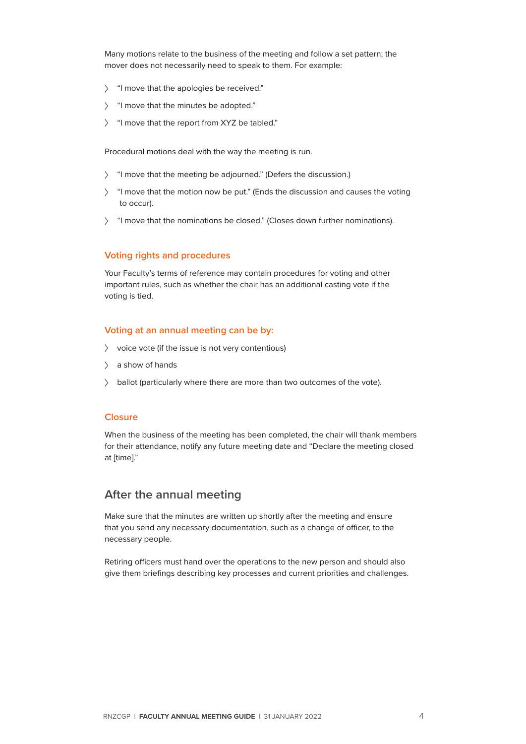Many motions relate to the business of the meeting and follow a set pattern; the mover does not necessarily need to speak to them. For example:

- "I move that the apologies be received."
- "I move that the minutes be adopted."
- "I move that the report from XYZ be tabled."

Procedural motions deal with the way the meeting is run.

- "I move that the meeting be adjourned." (Defers the discussion.)
- "I move that the motion now be put." (Ends the discussion and causes the voting to occur).
- "I move that the nominations be closed." (Closes down further nominations).

### Voting rights and procedures

Your Faculty's terms of reference may contain procedures for voting and other important rules, such as whether the chair has an additional casting vote if the voting is tied.

### Voting at an annual meeting can be by:

- voice vote (if the issue is not very contentious)
- a show of hands
- ballot (particularly where there are more than two outcomes of the vote).

### Closure

When the business of the meeting has been completed, the chair will thank members for their attendance, notify any future meeting date and "Declare the meeting closed at [time]."

## After the annual meeting

Make sure that the minutes are written up shortly after the meeting and ensure that you send any necessary documentation, such as a change of officer, to the necessary people.

Retiring officers must hand over the operations to the new person and should also give them briefings describing key processes and current priorities and challenges.